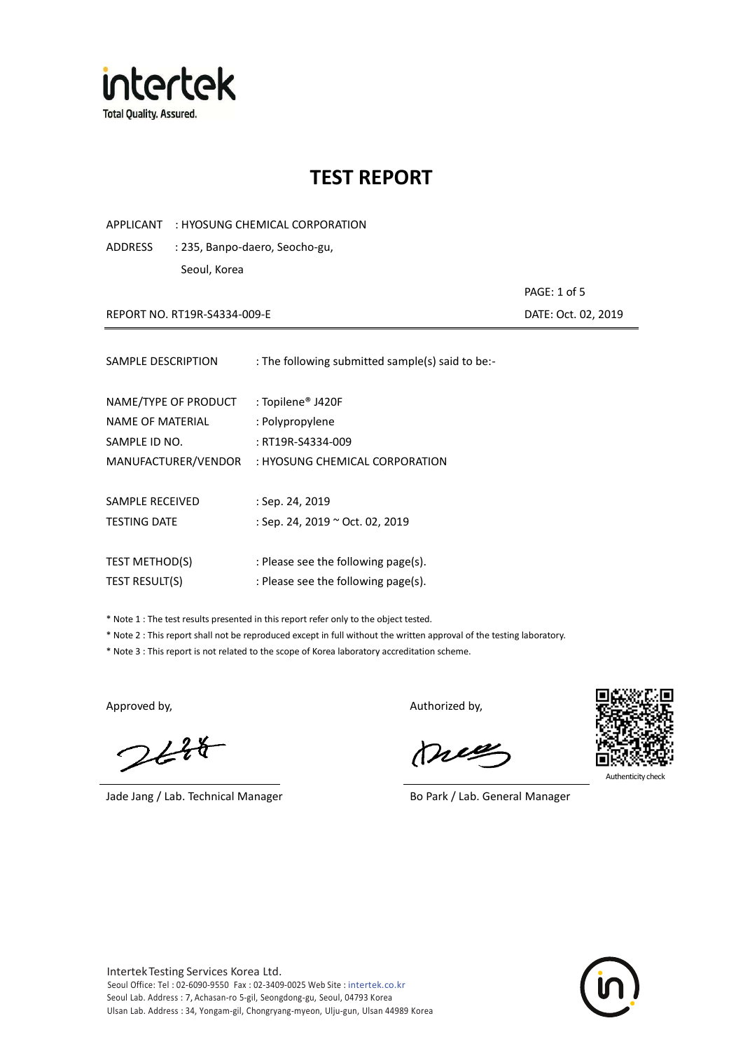# TEST REPORT

APPLICANT : HYOSUNG CHEMICAL CORPORATION

ADDRESS : 235, Banpo-daero, Seocho-gu,
Seoul, Korea

REPORT NO. RT19R-S4334-009-E

DATE: Oct. 02, 2019

---

SAMPLE DESCRIPTION : The following submitted sample(s) said to be:-

NAME/TYPE OF PRODUCT : Topilene® J420F

NAME OF MATERIAL : Polypropylene

SAMPLE ID NO. : RT19R-S4334-009

MANUFACTURER/VENDOR : HYOSUNG CHEMICAL CORPORATION

SAMPLE RECEIVED : Sep. 24, 2019

TESTING DATE : Sep. 24, 2019 ~ Oct. 02, 2019

TEST METHOD(S) : Please see the following page(s).

TEST RESULT(S) : Please see the following page(s).

* Note 1 : The test results presented in this report refer only to the object tested.
* Note 2 : This report shall not be reproduced except in full without the written approval of the testing laboratory.
* Note 3 : This report is not related to the scope of Korea laboratory accreditation scheme.

Approved by,

Jade Jang / Lab. Technical Manager

Authorized by,

Bo Park / Lab. General Manager

Authenticity check

Intertek Testing Services Korea Ltd.
Seoul Office: Tel : 02-6090-9550 Fax : 02-3409-0025 Web Site : intertek.co.kr
Seoul Lab. Address : 7, Achasan-ro 5-gil, Seongdong-gu, Seoul, 04793 Korea
Ulsan Lab. Address : 34, Yongam-gil, Chongryang-myeon, Ulju-gun, Ulsan 44989 Korea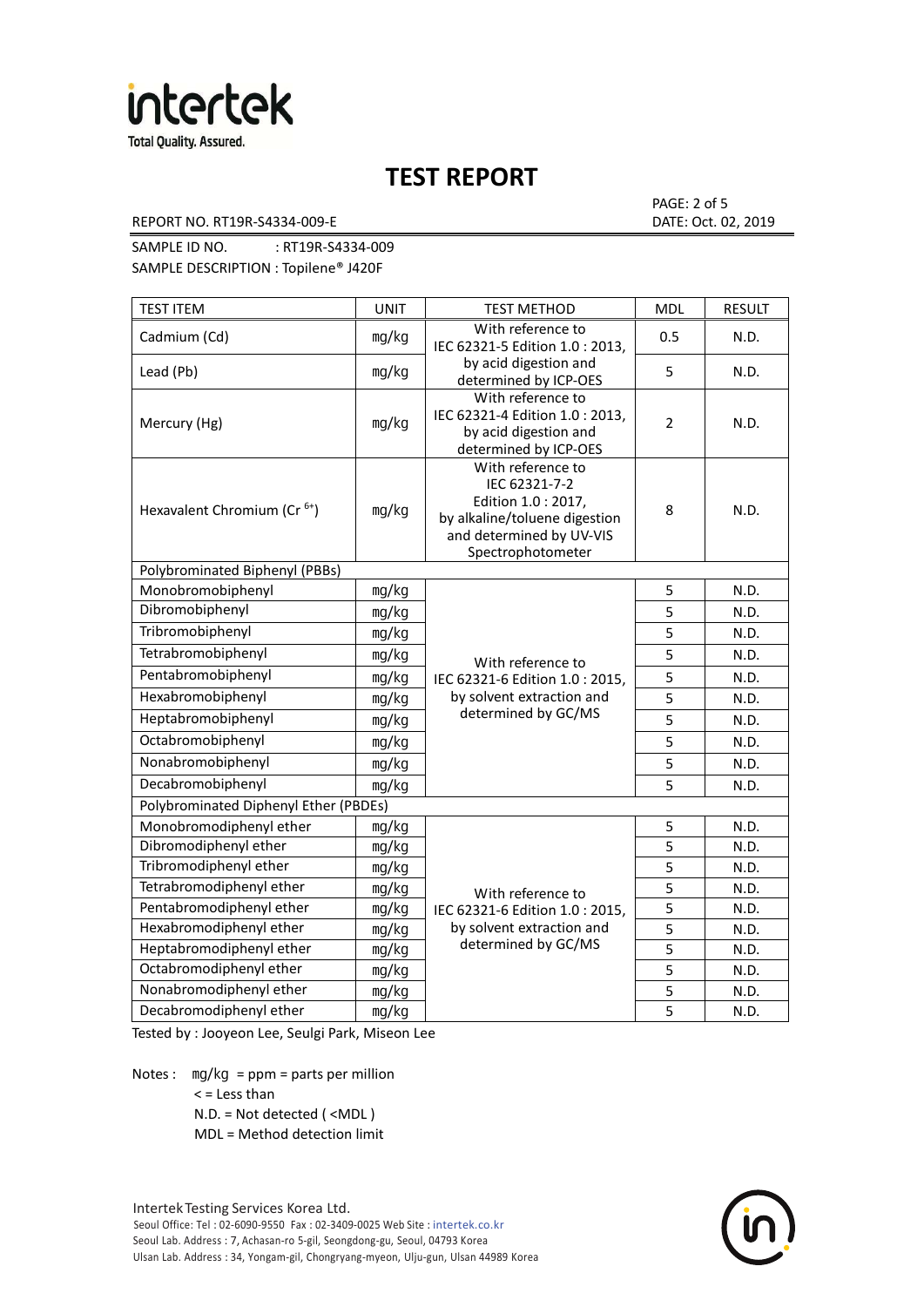# TEST REPORT

REPORT NO. RT19R-S4334-009-E

DATE: Oct. 02, 2019

SAMPLE ID NO. : RT19R-S4334-009

SAMPLE DESCRIPTION : Topilene® J420F

| TEST ITEM | UNIT | TEST METHOD | MDL | RESULT |
|---|---|---|---|---|
| Cadmium (Cd) | mg/kg | With reference to IEC 62321-5 Edition 1.0 : 2013, by acid digestion and determined by ICP-OES | 0.5 | N.D. |
| Lead (Pb) | mg/kg | | 5 | N.D. |
| Mercury (Hg) | mg/kg | With reference to IEC 62321-4 Edition 1.0 : 2013, by acid digestion and determined by ICP-OES | 2 | N.D. |
| Hexavalent Chromium ($Cr^{6+}$) | mg/kg | With reference to IEC 62321-7-2 Edition 1.0 : 2017, by alkaline/toluene digestion and determined by UV-VIS Spectrophotometer | 8 | N.D. |
| Polybrominated Biphenyl (PBBs) | | | | |
| Monobromobiphenyl | mg/kg | With reference to IEC 62321-6 Edition 1.0 : 2015, by solvent extraction and determined by GC/MS | 5 | N.D. |
| Dibromobiphenyl | mg/kg | | 5 | N.D. |
| Tribromobiphenyl | mg/kg | | 5 | N.D. |
| Tetrabromobiphenyl | mg/kg | | 5 | N.D. |
| Pentabromobiphenyl | mg/kg | | 5 | N.D. |
| Hexabromobiphenyl | mg/kg | | 5 | N.D. |
| Heptabromobiphenyl | mg/kg | | 5 | N.D. |
| Octabromobiphenyl | mg/kg | | 5 | N.D. |
| Nonabromobiphenyl | mg/kg | | 5 | N.D. |
| Decabromobiphenyl | mg/kg | | 5 | N.D. |
| Polybrominated Diphenyl Ether (PBDEs) | | | | |
| Monobromodiphenyl ether | mg/kg | With reference to IEC 62321-6 Edition 1.0 : 2015, by solvent extraction and determined by GC/MS | 5 | N.D. |
| Dibromodiphenyl ether | mg/kg | | 5 | N.D. |
| Tribromodiphenyl ether | mg/kg | | 5 | N.D. |
| Tetrabromodiphenyl ether | mg/kg | | 5 | N.D. |
| Pentabromodiphenyl ether | mg/kg | | 5 | N.D. |
| Hexabromodiphenyl ether | mg/kg | | 5 | N.D. |
| Heptabromodiphenyl ether | mg/kg | | 5 | N.D. |
| Octabromodiphenyl ether | mg/kg | | 5 | N.D. |
| Nonabromodiphenyl ether | mg/kg | | 5 | N.D. |
| Decabromodiphenyl ether | mg/kg | | 5 | N.D. |

Tested by : Jooyeon Lee, Seulgi Park, Miseon Lee

Notes : mg/kg = ppm = parts per million
< = Less than
N.D. = Not detected ( <MDL )
MDL = Method detection limit

Intertek Testing Services Korea Ltd.
Seoul Office: Tel : 02-6090-9550 Fax : 02-3409-0025 Web Site : intertek.co.kr
Seoul Lab. Address : 7, Achasan-ro 5-gil, Seongdong-gu, Seoul, 04793 Korea
Ulsan Lab. Address : 34, Yongam-gil, Chongryang-myeon, Ulju-gun, Ulsan 44989 Korea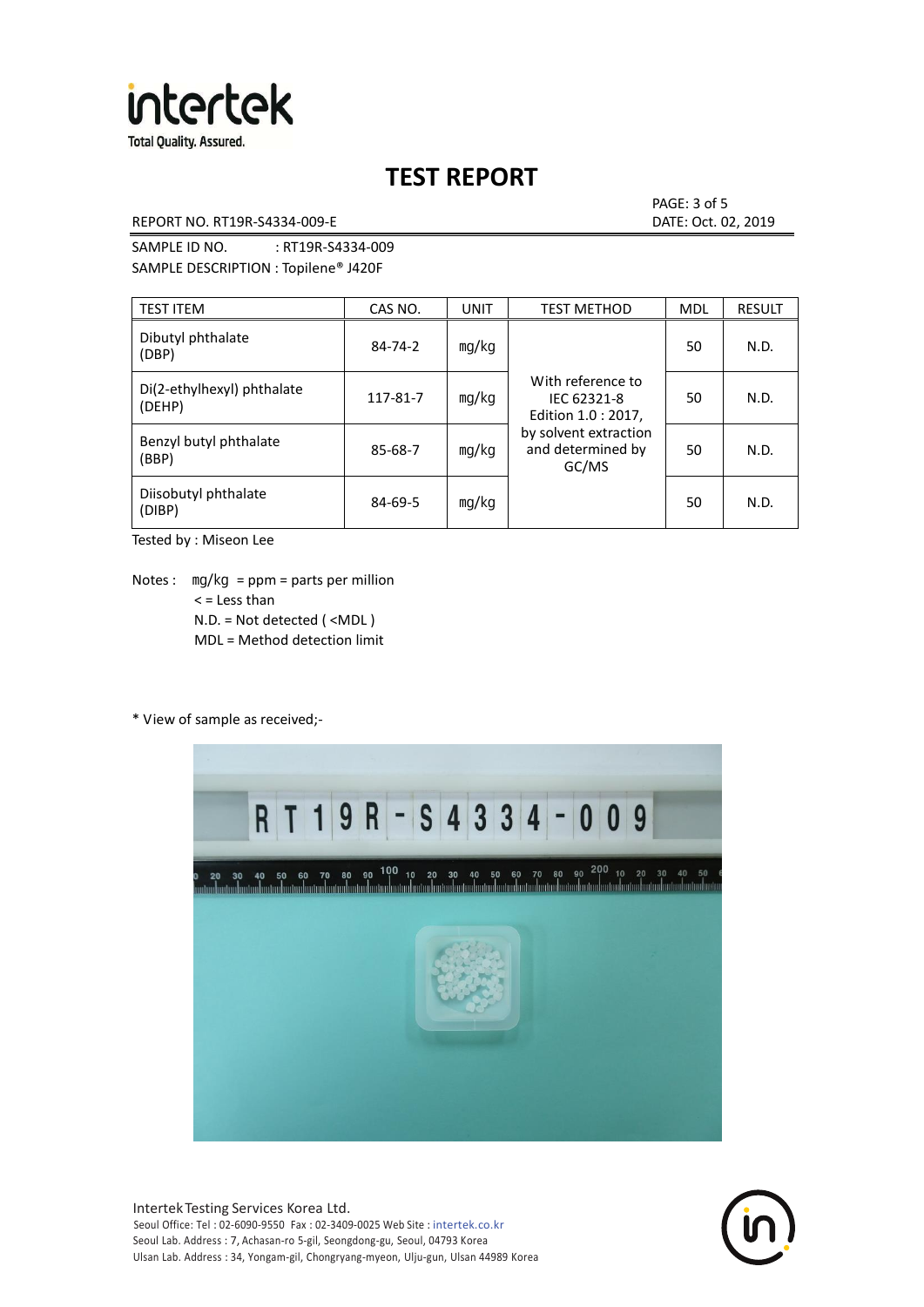# TEST REPORT

REPORT NO. RT19R-S4334-009-E

PAGE: 3 of 5
DATE: Oct. 02, 2019

SAMPLE ID NO. : RT19R-S4334-009
SAMPLE DESCRIPTION : Topilene® J420F

| TEST ITEM | CAS NO. | UNIT | TEST METHOD | MDL | RESULT |
|---|---|---|---|---|---|
| Dibutyl phthalate (DBP) | 84-74-2 | mg/kg | With reference to IEC 62321-8 Edition 1.0 : 2017, by solvent extraction and determined by GC/MS | 50 | N.D. |
| Di(2-ethylhexyl) phthalate (DEHP) | 117-81-7 | mg/kg | | 50 | N.D. |
| Benzyl butyl phthalate (BBP) | 85-68-7 | mg/kg | | 50 | N.D. |
| Diisobutyl phthalate (DIBP) | 84-69-5 | mg/kg | | 50 | N.D. |

Tested by : Miseon Lee

Notes : mg/kg = ppm = parts per million
< = Less than
N.D. = Not detected ( <MDL )
MDL = Method detection limit

* View of sample as received;-

Intertek Testing Services Korea Ltd.
Seoul Office: Tel : 02-6090-9550 Fax : 02-3409-0025 Web Site : intertek.co.kr
Seoul Lab. Address : 7, Achasan-ro 5-gil, Seongdong-gu, Seoul, 04793 Korea
Ulsan Lab. Address : 34, Yongam-gil, Chongryang-myeon, Ulju-gun, Ulsan 44989 Korea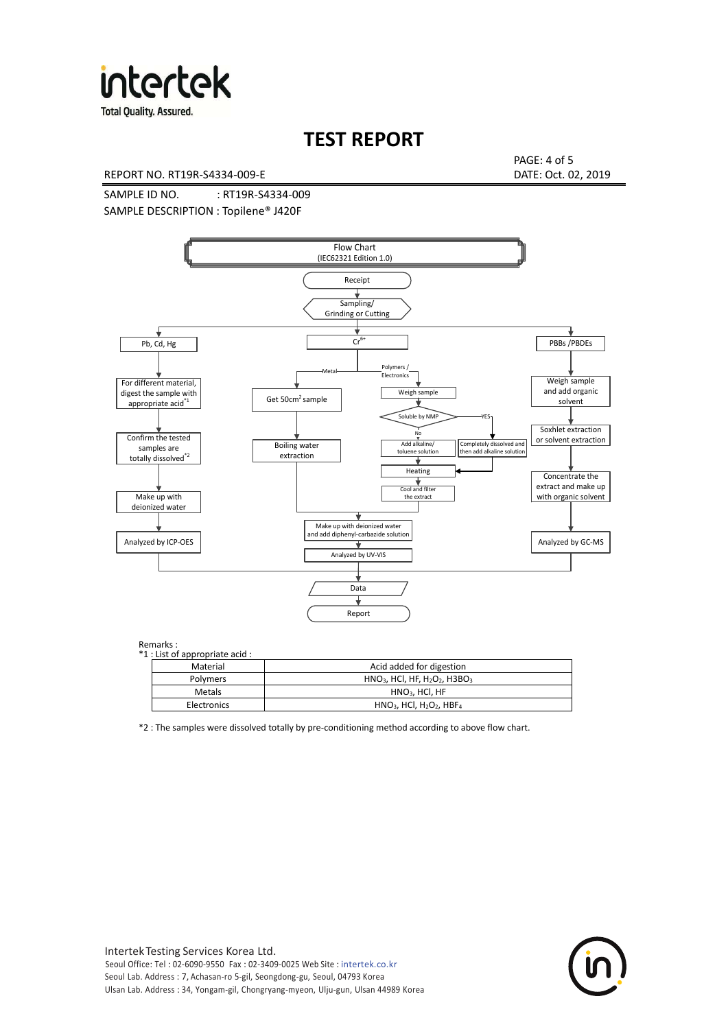# TEST REPORT

REPORT NO. RT19R-S4334-009-E

DATE: Oct. 02, 2019

SAMPLE ID NO. : RT19R-S4334-009

SAMPLE DESCRIPTION : Topilene® J420F

Flow Chart
(IEC62321 Edition 1.0)

Receipt → Sampling/ Grinding or Cutting

**Pb, Cd, Hg**
- For different material, digest the sample with appropriate acid[*1]
- Confirm the tested samples are totally dissolved[*2]
- Make up with deionized water
- Analyzed by ICP-OES

**$Cr^{6+}$**
- Metal: Get 50cm$^2$ sample → Boiling water extraction
- Polymers / Electronics: Weigh sample → Soluble by NMP
  - No: Add alkaline/ toluene solution → Heating
  - YES: Completely dissolved and then add alkaline solution → Heating
  - Cool and filter the extract
- Make up with deionized water and add diphenyl-carbazide solution
- Analyzed by UV-VIS

**PBBs /PBDEs**
- Weigh sample and add organic solvent
- Soxhlet extraction or solvent extraction
- Concentrate the extract and make up with organic solvent
- Analyzed by GC-MS

Data → Report

Remarks :

*1 : List of appropriate acid :

| Material | Acid added for digestion |
| --- | --- |
| Polymers | $HNO_3$, HCl, HF, $H_2O_2$, $H_3BO_3$ |
| Metals | $HNO_3$, HCl, HF |
| Electronics | $HNO_3$, HCl, $H_2O_2$, $HBF_4$ |

*2 : The samples were dissolved totally by pre-conditioning method according to above flow chart.

Intertek Testing Services Korea Ltd.
Seoul Office: Tel : 02-6090-9550 Fax : 02-3409-0025 Web Site : intertek.co.kr
Seoul Lab. Address : 7, Achasan-ro 5-gil, Seongdong-gu, Seoul, 04793 Korea
Ulsan Lab. Address : 34, Yongam-gil, Chongryang-myeon, Ulju-gun, Ulsan 44989 Korea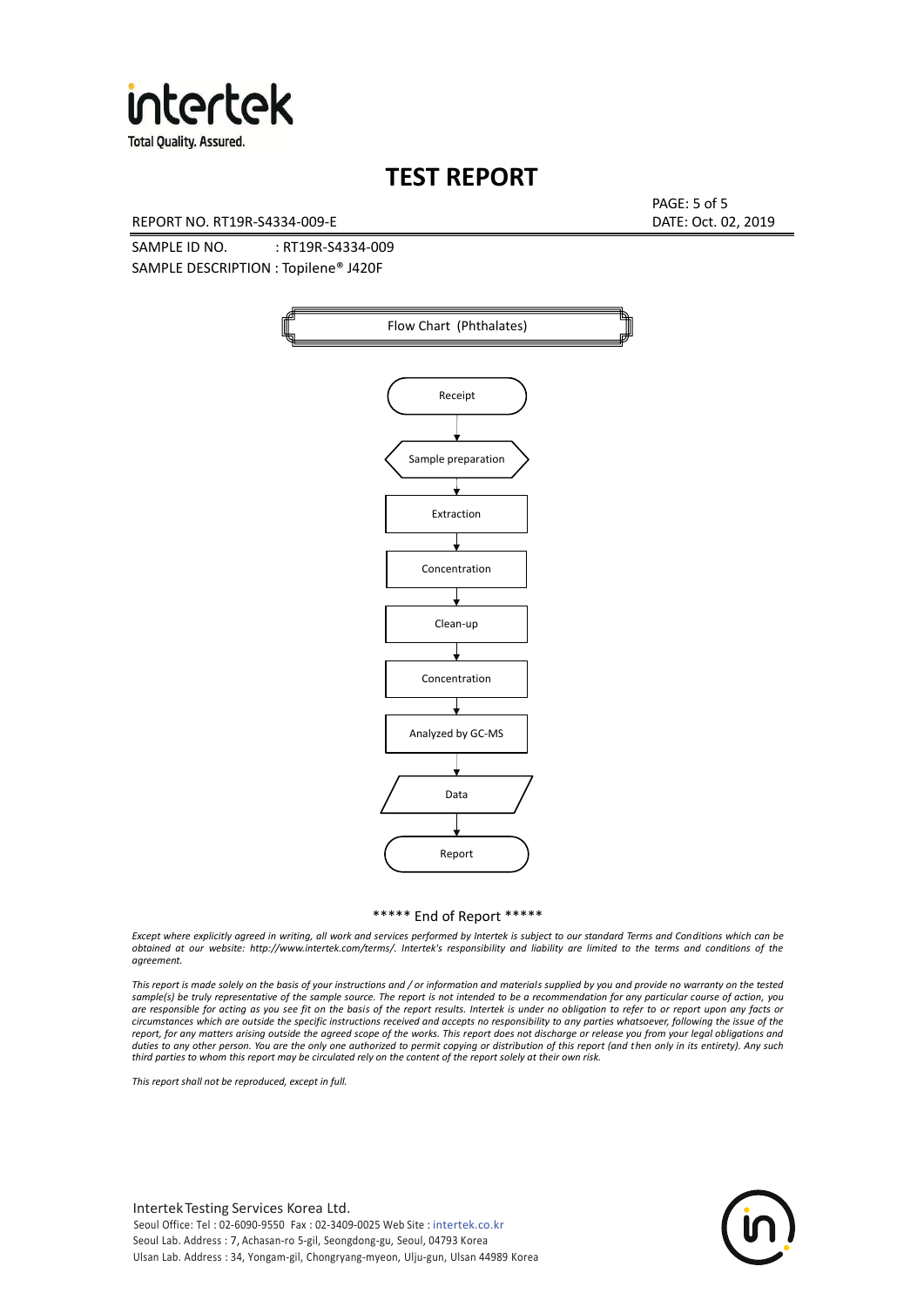# TEST REPORT

REPORT NO. RT19R-S4334-009-E

DATE: Oct. 02, 2019

SAMPLE ID NO. : RT19R-S4334-009

SAMPLE DESCRIPTION : Topilene® J420F

Flow Chart (Phthalates)

Receipt

Sample preparation

Extraction

Concentration

Clean-up

Concentration

Analyzed by GC-MS

Data

Report

***** End of Report *****

*Except where explicitly agreed in writing, all work and services performed by Intertek is subject to our standard Terms and Conditions which can be obtained at our website: http://www.intertek.com/terms/. Intertek's responsibility and liability are limited to the terms and conditions of the agreement.*

*This report is made solely on the basis of your instructions and / or information and materials supplied by you and provide no warranty on the tested sample(s) be truly representative of the sample source. The report is not intended to be a recommendation for any particular course of action, you are responsible for acting as you see fit on the basis of the report results. Intertek is under no obligation to refer to or report upon any facts or circumstances which are outside the specific instructions received and accepts no responsibility to any parties whatsoever, following the issue of the report, for any matters arising outside the agreed scope of the works. This report does not discharge or release you from your legal obligations and duties to any other person. You are the only one authorized to permit copying or distribution of this report (and then only in its entirety). Any such third parties to whom this report may be circulated rely on the content of the report solely at their own risk.*

*This report shall not be reproduced, except in full.*

Intertek Testing Services Korea Ltd.
Seoul Office: Tel : 02-6090-9550 Fax : 02-3409-0025 Web Site : intertek.co.kr
Seoul Lab. Address : 7, Achasan-ro 5-gil, Seongdong-gu, Seoul, 04793 Korea
Ulsan Lab. Address : 34, Yongam-gil, Chongryang-myeon, Ulju-gun, Ulsan 44989 Korea